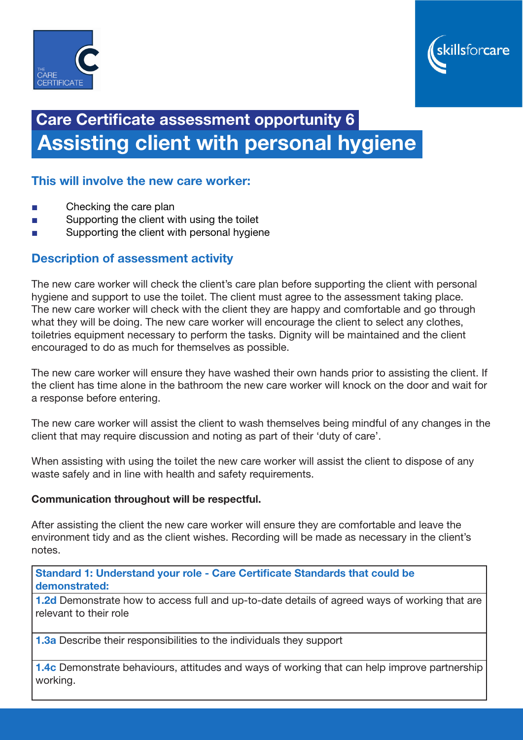# Care Certificate assessment opportunity 6

# Assisting client with personal hygiene

### This will involve the new care worker:

- Checking the care plan
- Supporting the client with using the toilet
- Supporting the client with personal hygiene

### Description of assessment activity

The new care worker will check the client's care plan before supporting the client with personal hygiene and support to use the toilet. The client must agree to the assessment taking place. The new care worker will check with the client they are happy and comfortable and go through what they will be doing. The new care worker will encourage the client to select any clothes, toiletries equipment necessary to perform the tasks. Dignity will be maintained and the client encouraged to do as much for themselves as possible.

The new care worker will ensure they have washed their own hands prior to assisting the client. If the client has time alone in the bathroom the new care worker will knock on the door and wait for a response before entering.

The new care worker will assist the client to wash themselves being mindful of any changes in the client that may require discussion and noting as part of their 'duty of care'.

When assisting with using the toilet the new care worker will assist the client to dispose of any waste safely and in line with health and safety requirements.

**Communication throughout will be respectful.**

After assisting the client the new care worker will ensure they are comfortable and leave the environment tidy and as the client wishes. Recording will be made as necessary in the client's notes.

| **Standard 1: Understand your role - Care Certificate Standards that could be demonstrated:** |
|---|
| **1.2d** Demonstrate how to access full and up-to-date details of agreed ways of working that are relevant to their role |
| **1.3a** Describe their responsibilities to the individuals they support |
| **1.4c** Demonstrate behaviours, attitudes and ways of working that can help improve partnership working. |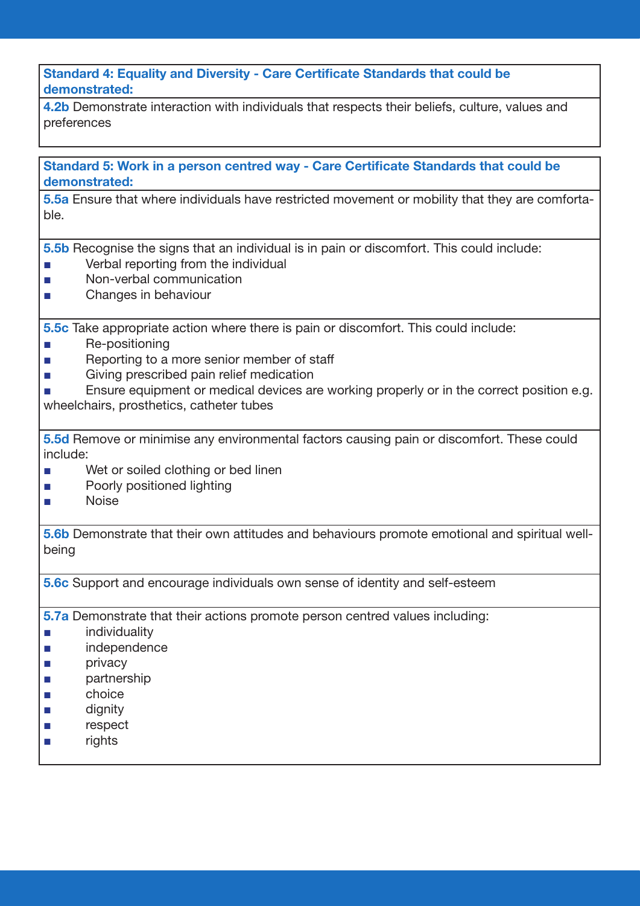**Standard 4: Equality and Diversity - Care Certificate Standards that could be demonstrated:**

**4.2b** Demonstrate interaction with individuals that respects their beliefs, culture, values and preferences

**Standard 5: Work in a person centred way - Care Certificate Standards that could be demonstrated:**

**5.5a** Ensure that where individuals have restricted movement or mobility that they are comfortable.

**5.5b** Recognise the signs that an individual is in pain or discomfort. This could include:

- Verbal reporting from the individual
- Non-verbal communication
- Changes in behaviour

**5.5c** Take appropriate action where there is pain or discomfort. This could include:

- Re-positioning
- Reporting to a more senior member of staff
- Giving prescribed pain relief medication
- Ensure equipment or medical devices are working properly or in the correct position e.g. wheelchairs, prosthetics, catheter tubes

**5.5d** Remove or minimise any environmental factors causing pain or discomfort. These could include:

- Wet or soiled clothing or bed linen
- Poorly positioned lighting
- Noise

**5.6b** Demonstrate that their own attitudes and behaviours promote emotional and spiritual well-being

**5.6c** Support and encourage individuals own sense of identity and self-esteem

**5.7a** Demonstrate that their actions promote person centred values including:

- individuality
- independence
- privacy
- partnership
- choice
- dignity
- respect
- rights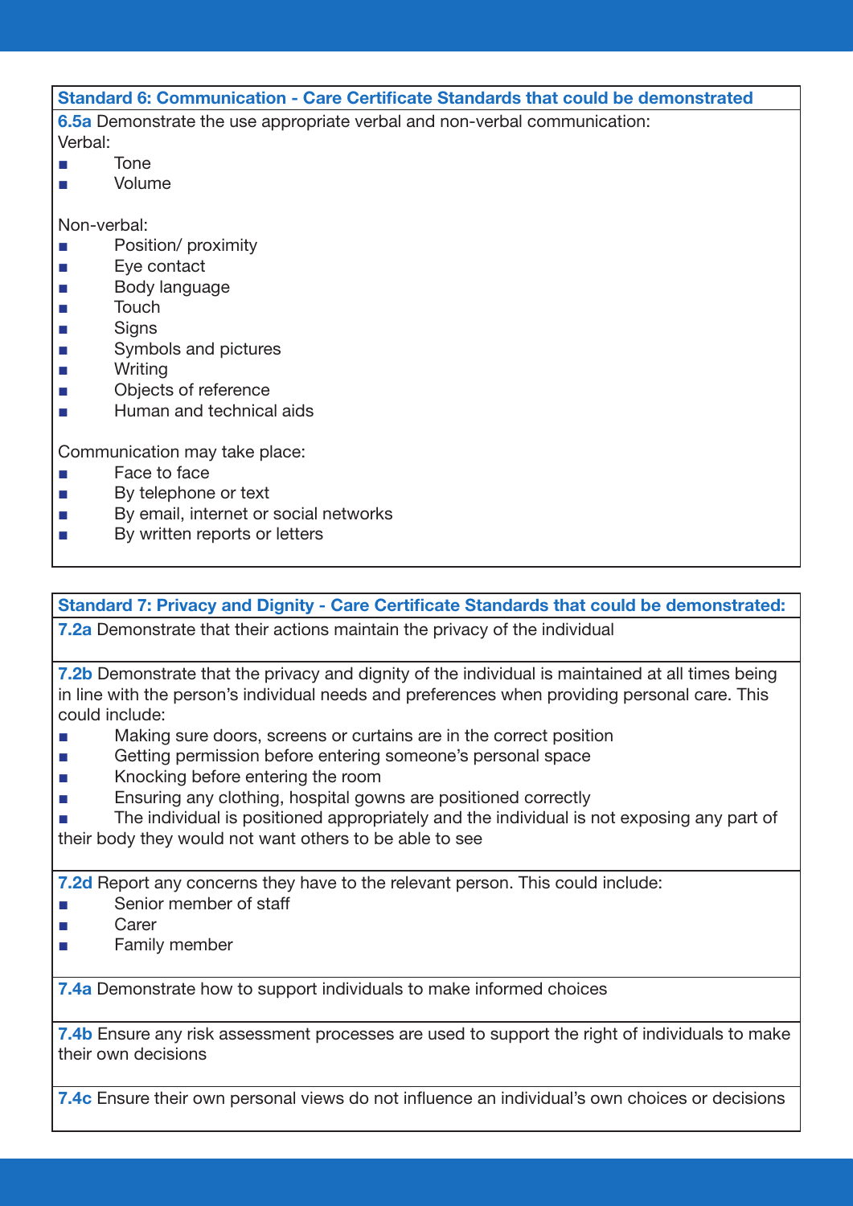**Standard 6: Communication - Care Certificate Standards that could be demonstrated**

**6.5a** Demonstrate the use appropriate verbal and non-verbal communication:

Verbal:

- Tone
- Volume

Non-verbal:

- Position/ proximity
- Eye contact
- Body language
- Touch
- Signs
- Symbols and pictures
- Writing
- Objects of reference
- Human and technical aids

Communication may take place:

- Face to face
- By telephone or text
- By email, internet or social networks
- By written reports or letters

**Standard 7: Privacy and Dignity - Care Certificate Standards that could be demonstrated:**

**7.2a** Demonstrate that their actions maintain the privacy of the individual

**7.2b** Demonstrate that the privacy and dignity of the individual is maintained at all times being in line with the person's individual needs and preferences when providing personal care. This could include:

- Making sure doors, screens or curtains are in the correct position
- Getting permission before entering someone's personal space
- Knocking before entering the room
- Ensuring any clothing, hospital gowns are positioned correctly
- The individual is positioned appropriately and the individual is not exposing any part of their body they would not want others to be able to see

**7.2d** Report any concerns they have to the relevant person. This could include:

- Senior member of staff
- Carer
- Family member

**7.4a** Demonstrate how to support individuals to make informed choices

**7.4b** Ensure any risk assessment processes are used to support the right of individuals to make their own decisions

**7.4c** Ensure their own personal views do not influence an individual's own choices or decisions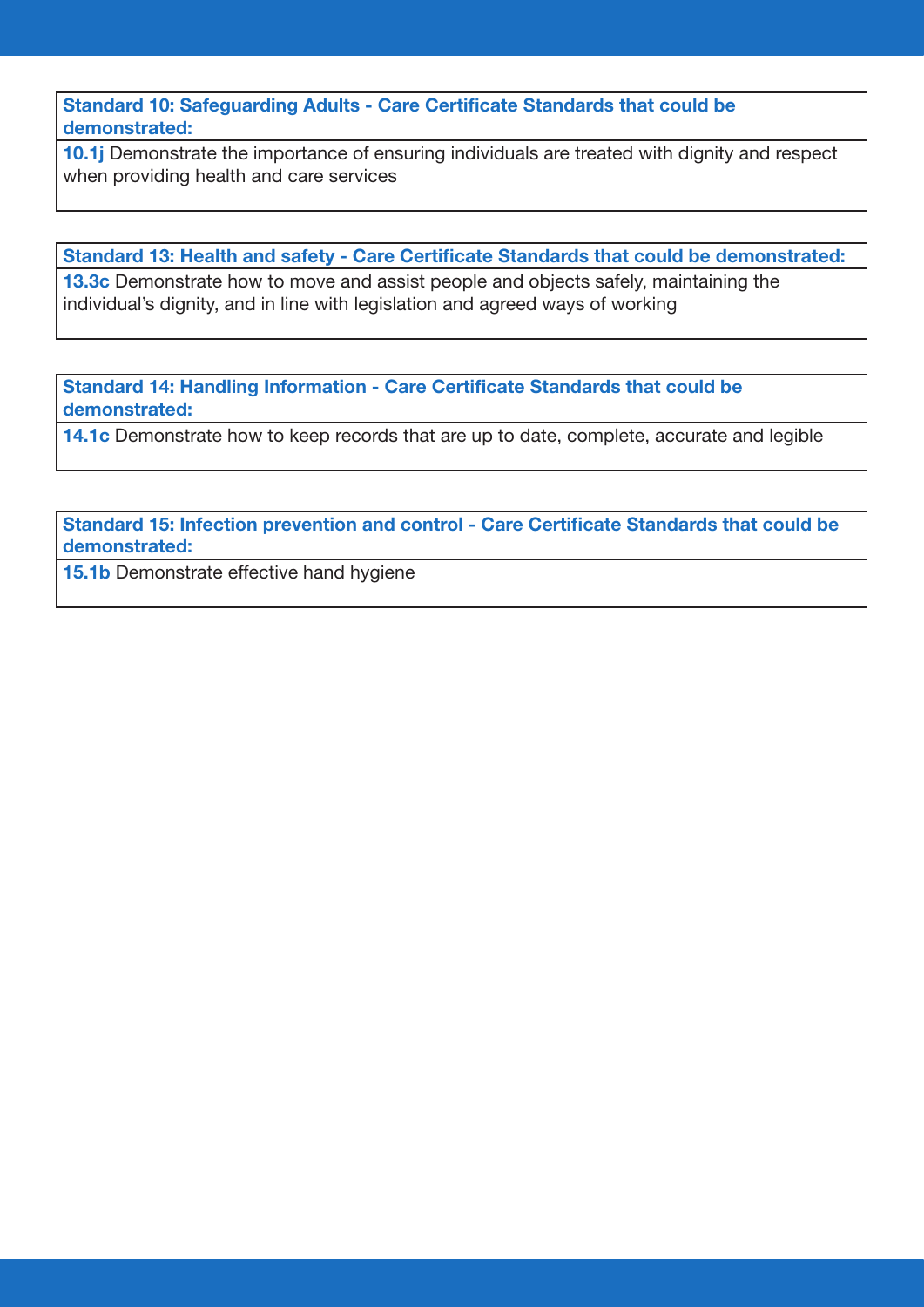| **Standard 10: Safeguarding Adults - Care Certificate Standards that could be demonstrated:** |
| --- |
| **10.1j** Demonstrate the importance of ensuring individuals are treated with dignity and respect when providing health and care services |

| **Standard 13: Health and safety - Care Certificate Standards that could be demonstrated:** |
| --- |
| **13.3c** Demonstrate how to move and assist people and objects safely, maintaining the individual's dignity, and in line with legislation and agreed ways of working |

| **Standard 14: Handling Information - Care Certificate Standards that could be demonstrated:** |
| --- |
| **14.1c** Demonstrate how to keep records that are up to date, complete, accurate and legible |

| **Standard 15: Infection prevention and control - Care Certificate Standards that could be demonstrated:** |
| --- |
| **15.1b** Demonstrate effective hand hygiene |